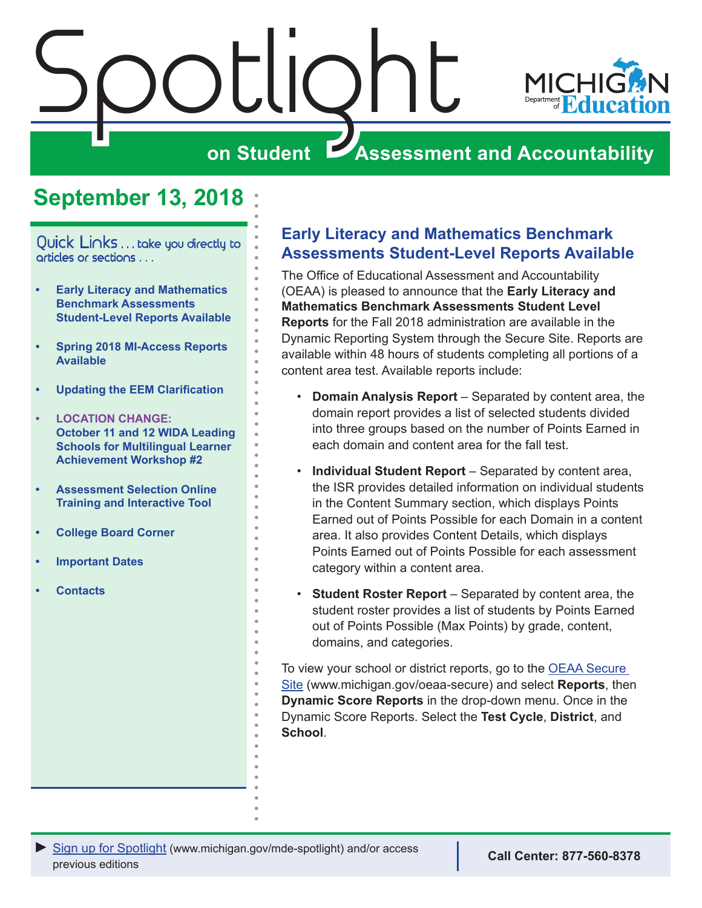# Spotlight on Student Assessment and Accountability

## September 13, 2018

Quick Links . . . take you directly to articles or sections . . .

- **Early Literacy and Mathematics Benchmark Assessments Student-Level Reports Available**
- **Spring 2018 MI-Access Reports Available**
- **Updating the EEM Clarification**
- **LOCATION CHANGE: October 11 and 12 WIDA Leading Schools for Multilingual Learner Achievement Workshop #2**
- **Assessment Selection Online Training and Interactive Tool**
- **College Board Corner**
- **Important Dates**
- **Contacts**

## Early Literacy and Mathematics Benchmark Assessments Student-Level Reports Available

The Office of Educational Assessment and Accountability (OEAA) is pleased to announce that the **Early Literacy and Mathematics Benchmark Assessments Student Level Reports** for the Fall 2018 administration are available in the Dynamic Reporting System through the Secure Site. Reports are available within 48 hours of students completing all portions of a content area test. Available reports include:

- **Domain Analysis Report** – Separated by content area, the domain report provides a list of selected students divided into three groups based on the number of Points Earned in each domain and content area for the fall test.
- **Individual Student Report** – Separated by content area, the ISR provides detailed information on individual students in the Content Summary section, which displays Points Earned out of Points Possible for each Domain in a content area. It also provides Content Details, which displays Points Earned out of Points Possible for each assessment category within a content area.
- **Student Roster Report** – Separated by content area, the student roster provides a list of students by Points Earned out of Points Possible (Max Points) by grade, content, domains, and categories.

To view your school or district reports, go to the OEAA Secure Site (www.michigan.gov/oeaa-secure) and select **Reports**, then **Dynamic Score Reports** in the drop-down menu. Once in the Dynamic Score Reports. Select the **Test Cycle**, **District**, and **School**.

► Sign up for Spotlight (www.michigan.gov/mde-spotlight) and/or access previous editions

**Call Center: 877-560-8378**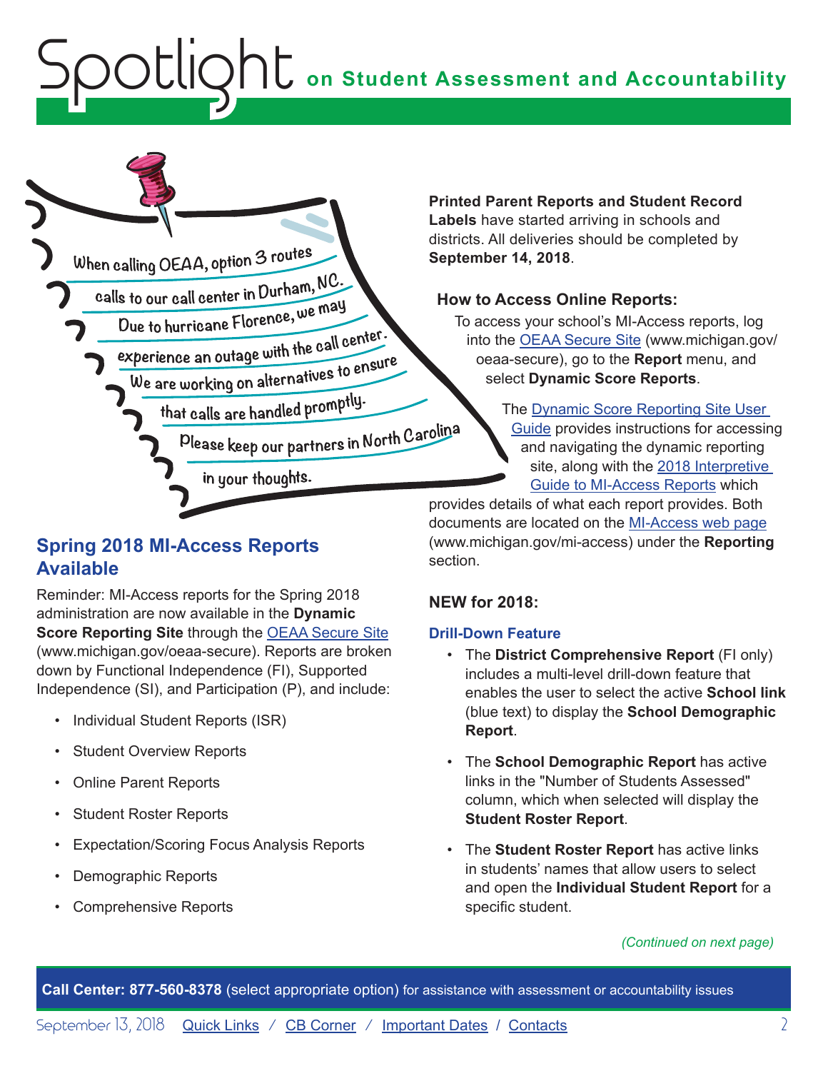When calling OEAA, option 3 routes calls to our call center in Durham, NC. Due to hurricane Florence, we may experience an outage with the call center. We are working on alternatives to ensure that calls are handled promptly. Please keep our partners in North Carolina in your thoughts.

## Spring 2018 MI-Access Reports Available

Reminder: MI-Access reports for the Spring 2018 administration are now available in the **Dynamic Score Reporting Site** through the OEAA Secure Site (www.michigan.gov/oeaa-secure). Reports are broken down by Functional Independence (FI), Supported Independence (SI), and Participation (P), and include:

- Individual Student Reports (ISR)
- Student Overview Reports
- Online Parent Reports
- Student Roster Reports
- Expectation/Scoring Focus Analysis Reports
- Demographic Reports
- Comprehensive Reports

**Printed Parent Reports and Student Record Labels** have started arriving in schools and districts. All deliveries should be completed by **September 14, 2018**.

### How to Access Online Reports:

To access your school's MI-Access reports, log into the OEAA Secure Site (www.michigan.gov/oeaa-secure), go to the **Report** menu, and select **Dynamic Score Reports**.

The Dynamic Score Reporting Site User Guide provides instructions for accessing and navigating the dynamic reporting site, along with the 2018 Interpretive Guide to MI-Access Reports which provides details of what each report provides. Both documents are located on the MI-Access web page (www.michigan.gov/mi-access) under the **Reporting** section.

### NEW for 2018:

#### Drill-Down Feature

- The **District Comprehensive Report** (FI only) includes a multi-level drill-down feature that enables the user to select the active **School link** (blue text) to display the **School Demographic Report**.
- The **School Demographic Report** has active links in the "Number of Students Assessed" column, which when selected will display the **Student Roster Report**.
- The **Student Roster Report** has active links in students' names that allow users to select and open the **Individual Student Report** for a specific student.

*(Continued on next page)*

**Call Center: 877-560-8378** (select appropriate option) for assistance with assessment or accountability issues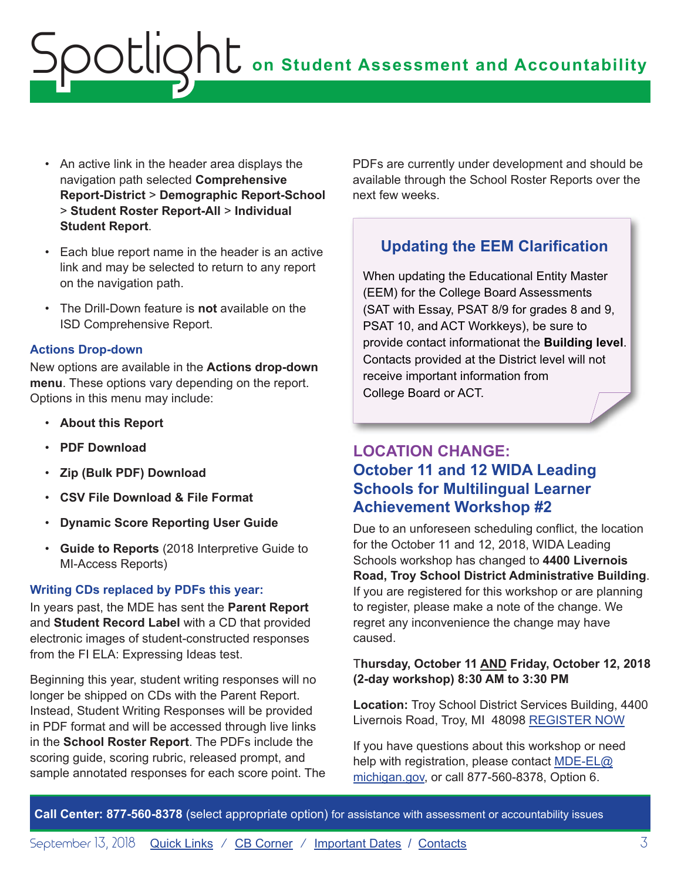- An active link in the header area displays the navigation path selected **Comprehensive Report-District** > **Demographic Report-School** > **Student Roster Report-All** > **Individual Student Report**.
- Each blue report name in the header is an active link and may be selected to return to any report on the navigation path.
- The Drill-Down feature is **not** available on the ISD Comprehensive Report.

### Actions Drop-down

New options are available in the **Actions drop-down menu**. These options vary depending on the report. Options in this menu may include:

- **About this Report**
- **PDF Download**
- **Zip (Bulk PDF) Download**
- **CSV File Download & File Format**
- **Dynamic Score Reporting User Guide**
- **Guide to Reports** (2018 Interpretive Guide to MI-Access Reports)

### Writing CDs replaced by PDFs this year:

In years past, the MDE has sent the **Parent Report** and **Student Record Label** with a CD that provided electronic images of student-constructed responses from the FI ELA: Expressing Ideas test.

Beginning this year, student writing responses will no longer be shipped on CDs with the Parent Report. Instead, Student Writing Responses will be provided in PDF format and will be accessed through live links in the **School Roster Report**. The PDFs include the scoring guide, scoring rubric, released prompt, and sample annotated responses for each score point. The PDFs are currently under development and should be available through the School Roster Reports over the next few weeks.

## Updating the EEM Clarification

When updating the Educational Entity Master (EEM) for the College Board Assessments (SAT with Essay, PSAT 8/9 for grades 8 and 9, PSAT 10, and ACT Workkeys), be sure to provide contact informationat the **Building level**. Contacts provided at the District level will not receive important information from College Board or ACT.

## LOCATION CHANGE: October 11 and 12 WIDA Leading Schools for Multilingual Learner Achievement Workshop #2

Due to an unforeseen scheduling conflict, the location for the October 11 and 12, 2018, WIDA Leading Schools workshop has changed to **4400 Livernois Road, Troy School District Administrative Building**. If you are registered for this workshop or are planning to register, please make a note of the change. We regret any inconvenience the change may have caused.

**Thursday, October 11 AND Friday, October 12, 2018 (2-day workshop) 8:30 AM to 3:30 PM**

**Location:** Troy School District Services Building, 4400 Livernois Road, Troy, MI 48098 REGISTER NOW

If you have questions about this workshop or need help with registration, please contact MDE-EL@michigan.gov, or call 877-560-8378, Option 6.

**Call Center: 877-560-8378** (select appropriate option) for assistance with assessment or accountability issues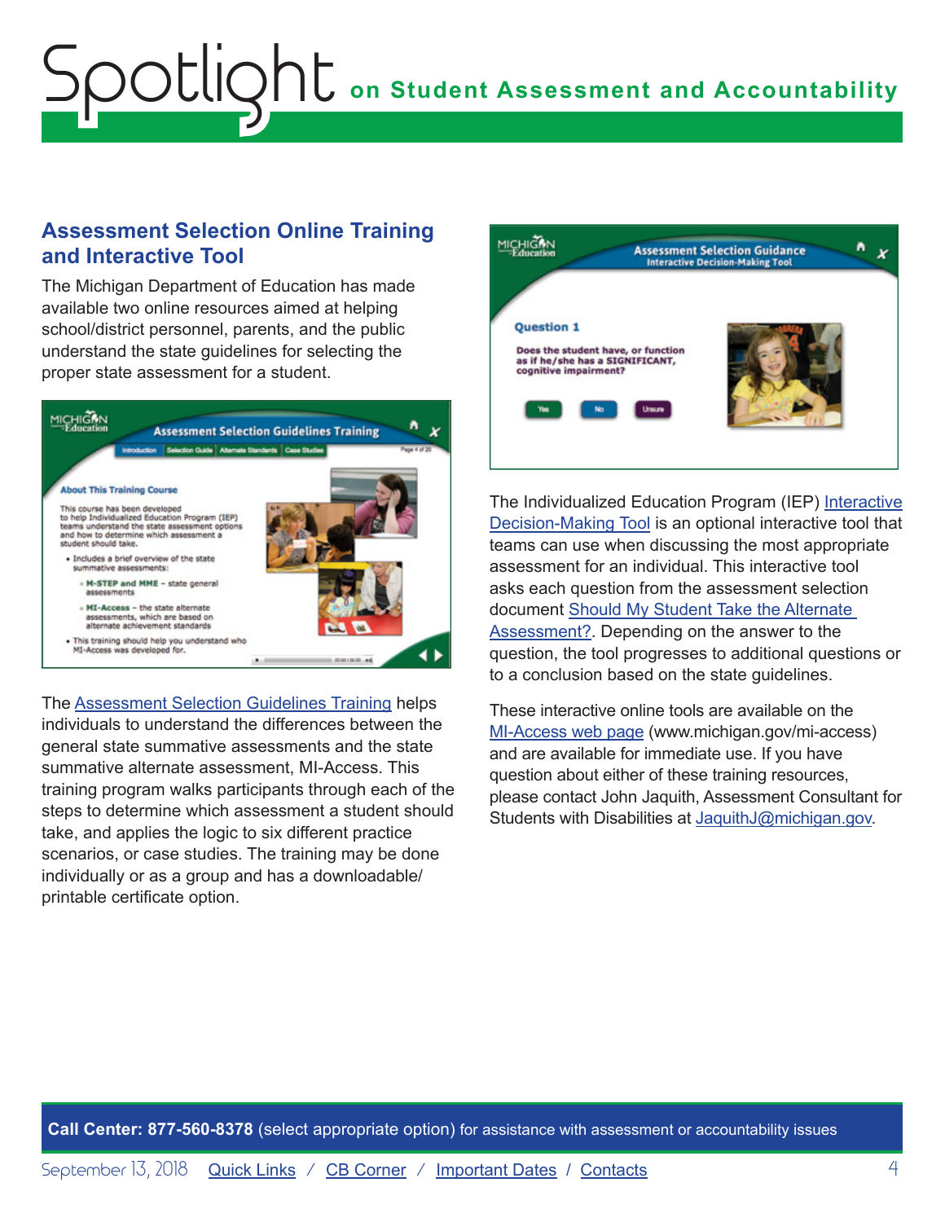## Assessment Selection Online Training and Interactive Tool

The Michigan Department of Education has made available two online resources aimed at helping school/district personnel, parents, and the public understand the state guidelines for selecting the proper state assessment for a student.

The Assessment Selection Guidelines Training helps individuals to understand the differences between the general state summative assessments and the state summative alternate assessment, MI-Access. This training program walks participants through each of the steps to determine which assessment a student should take, and applies the logic to six different practice scenarios, or case studies. The training may be done individually or as a group and has a downloadable/printable certificate option.

The Individualized Education Program (IEP) Interactive Decision-Making Tool is an optional interactive tool that teams can use when discussing the most appropriate assessment for an individual. This interactive tool asks each question from the assessment selection document Should My Student Take the Alternate Assessment?. Depending on the answer to the question, the tool progresses to additional questions or to a conclusion based on the state guidelines.

These interactive online tools are available on the MI-Access web page (www.michigan.gov/mi-access) and are available for immediate use. If you have question about either of these training resources, please contact John Jaquith, Assessment Consultant for Students with Disabilities at JaquithJ@michigan.gov.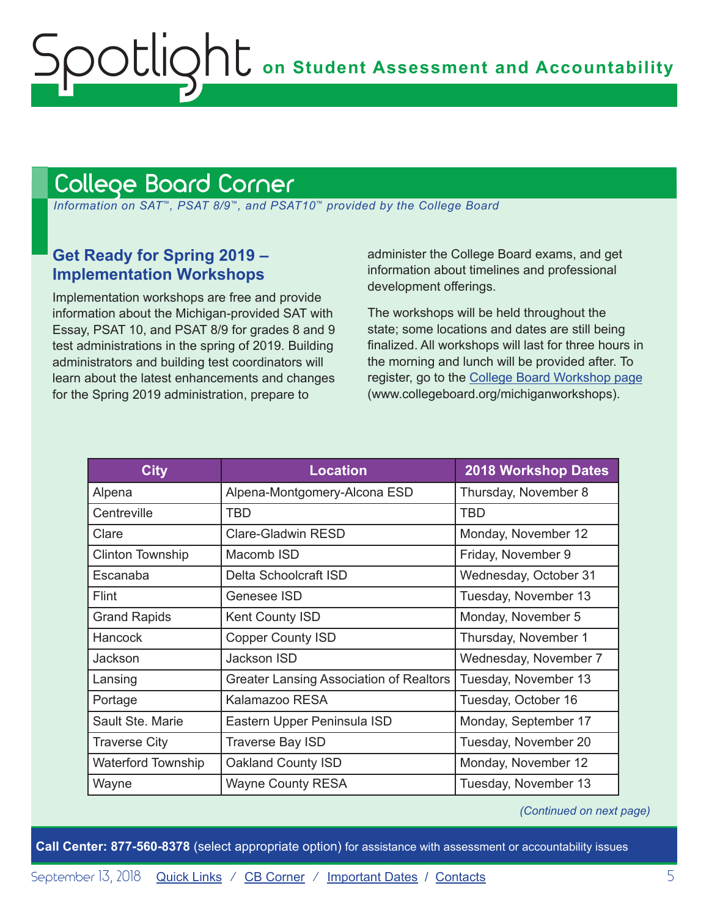## College Board Corner

*Information on SAT™, PSAT 8/9™, and PSAT10™ provided by the College Board*

### Get Ready for Spring 2019 – Implementation Workshops

Implementation workshops are free and provide information about the Michigan-provided SAT with Essay, PSAT 10, and PSAT 8/9 for grades 8 and 9 test administrations in the spring of 2019. Building administrators and building test coordinators will learn about the latest enhancements and changes for the Spring 2019 administration, prepare to administer the College Board exams, and get information about timelines and professional development offerings.

The workshops will be held throughout the state; some locations and dates are still being finalized. All workshops will last for three hours in the morning and lunch will be provided after. To register, go to the [College Board Workshop page](www.collegeboard.org/michiganworkshops) (www.collegeboard.org/michiganworkshops).

| City | Location | 2018 Workshop Dates |
|---|---|---|
| Alpena | Alpena-Montgomery-Alcona ESD | Thursday, November 8 |
| Centreville | TBD | TBD |
| Clare | Clare-Gladwin RESD | Monday, November 12 |
| Clinton Township | Macomb ISD | Friday, November 9 |
| Escanaba | Delta Schoolcraft ISD | Wednesday, October 31 |
| Flint | Genesee ISD | Tuesday, November 13 |
| Grand Rapids | Kent County ISD | Monday, November 5 |
| Hancock | Copper County ISD | Thursday, November 1 |
| Jackson | Jackson ISD | Wednesday, November 7 |
| Lansing | Greater Lansing Association of Realtors | Tuesday, November 13 |
| Portage | Kalamazoo RESA | Tuesday, October 16 |
| Sault Ste. Marie | Eastern Upper Peninsula ISD | Monday, September 17 |
| Traverse City | Traverse Bay ISD | Tuesday, November 20 |
| Waterford Township | Oakland County ISD | Monday, November 12 |
| Wayne | Wayne County RESA | Tuesday, November 13 |

*(Continued on next page)*

**Call Center: 877-560-8378** (select appropriate option) for assistance with assessment or accountability issues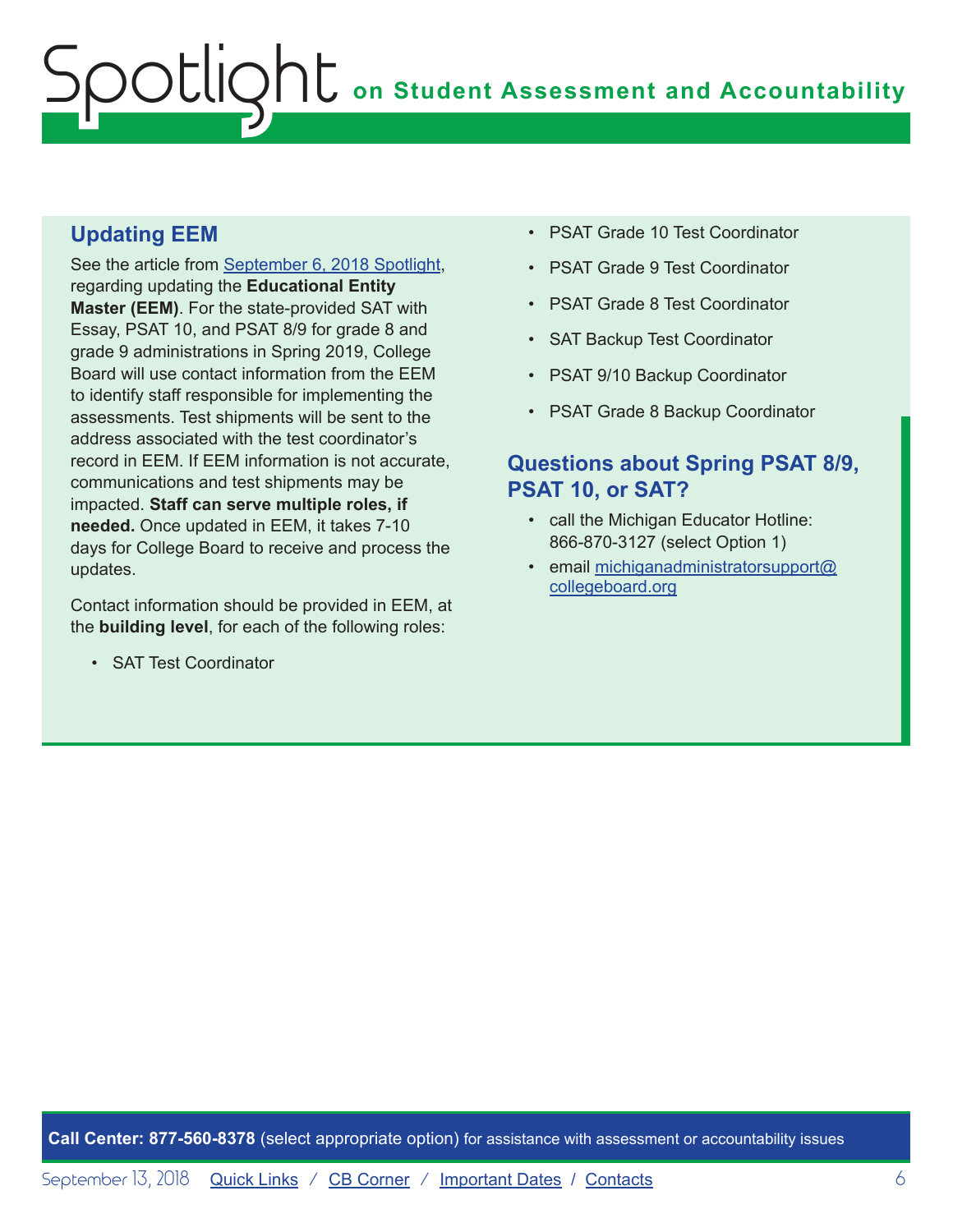## Updating EEM

See the article from September 6, 2018 Spotlight, regarding updating the **Educational Entity Master (EEM)**. For the state-provided SAT with Essay, PSAT 10, and PSAT 8/9 for grade 8 and grade 9 administrations in Spring 2019, College Board will use contact information from the EEM to identify staff responsible for implementing the assessments. Test shipments will be sent to the address associated with the test coordinator's record in EEM. If EEM information is not accurate, communications and test shipments may be impacted. **Staff can serve multiple roles, if needed.** Once updated in EEM, it takes 7-10 days for College Board to receive and process the updates.

Contact information should be provided in EEM, at the **building level**, for each of the following roles:

- SAT Test Coordinator
- PSAT Grade 10 Test Coordinator
- PSAT Grade 9 Test Coordinator
- PSAT Grade 8 Test Coordinator
- SAT Backup Test Coordinator
- PSAT 9/10 Backup Coordinator
- PSAT Grade 8 Backup Coordinator

## Questions about Spring PSAT 8/9, PSAT 10, or SAT?

- call the Michigan Educator Hotline: 866-870-3127 (select Option 1)
- email michiganadministratorsupport@collegeboard.org

**Call Center: 877-560-8378** (select appropriate option) for assistance with assessment or accountability issues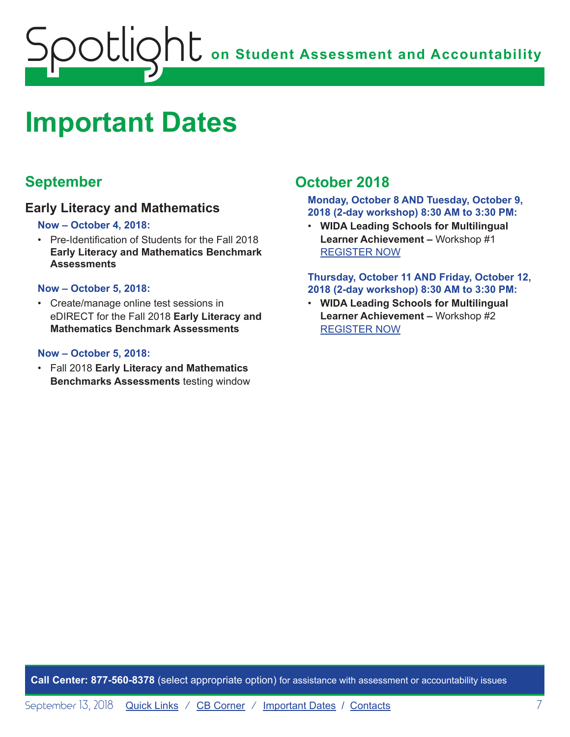# Important Dates

## September

### Early Literacy and Mathematics

**Now – October 4, 2018:**

- Pre-Identification of Students for the Fall 2018 **Early Literacy and Mathematics Benchmark Assessments**

**Now – October 5, 2018:**

- Create/manage online test sessions in eDIRECT for the Fall 2018 **Early Literacy and Mathematics Benchmark Assessments**

**Now – October 5, 2018:**

- Fall 2018 **Early Literacy and Mathematics Benchmarks Assessments** testing window

## October 2018

**Monday, October 8 AND Tuesday, October 9, 2018 (2-day workshop) 8:30 AM to 3:30 PM:**

- **WIDA Leading Schools for Multilingual Learner Achievement –** Workshop #1 REGISTER NOW

**Thursday, October 11 AND Friday, October 12, 2018 (2-day workshop) 8:30 AM to 3:30 PM:**

- **WIDA Leading Schools for Multilingual Learner Achievement –** Workshop #2 REGISTER NOW

**Call Center: 877-560-8378** (select appropriate option) for assistance with assessment or accountability issues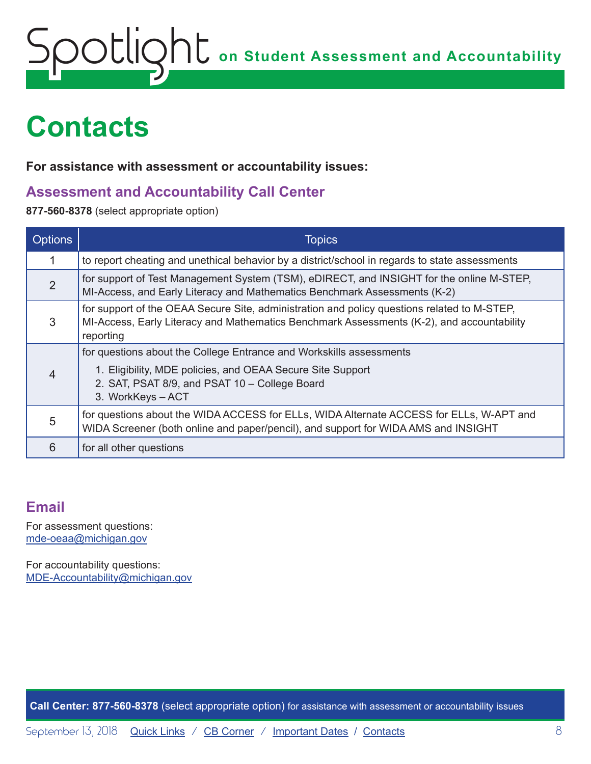# Contacts

**For assistance with assessment or accountability issues:**

## Assessment and Accountability Call Center

**877-560-8378** (select appropriate option)

| Options | Topics |
|---|---|
| 1 | to report cheating and unethical behavior by a district/school in regards to state assessments |
| 2 | for support of Test Management System (TSM), eDIRECT, and INSIGHT for the online M-STEP, MI-Access, and Early Literacy and Mathematics Benchmark Assessments (K-2) |
| 3 | for support of the OEAA Secure Site, administration and policy questions related to M-STEP, MI-Access, Early Literacy and Mathematics Benchmark Assessments (K-2), and accountability reporting |
| 4 | for questions about the College Entrance and Workskills assessments<br>1. Eligibility, MDE policies, and OEAA Secure Site Support<br>2. SAT, PSAT 8/9, and PSAT 10 – College Board<br>3. WorkKeys – ACT |
| 5 | for questions about the WIDA ACCESS for ELLs, WIDA Alternate ACCESS for ELLs, W-APT and WIDA Screener (both online and paper/pencil), and support for WIDA AMS and INSIGHT |
| 6 | for all other questions |

## Email

For assessment questions:
mde-oeaa@michigan.gov

For accountability questions:
MDE-Accountability@michigan.gov

**Call Center: 877-560-8378** (select appropriate option) for assistance with assessment or accountability issues